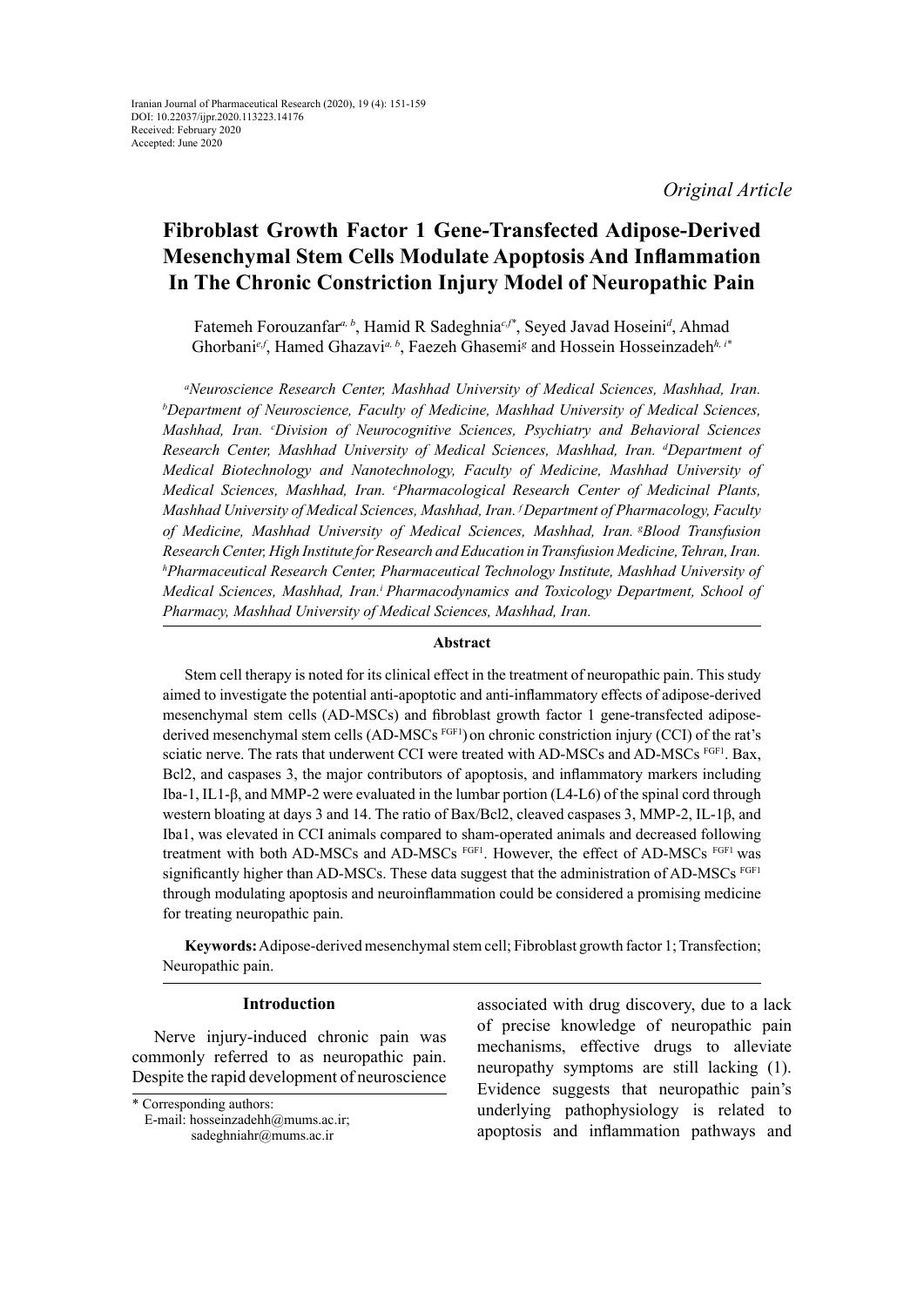Iranian Journal of Pharmaceutical Research (2020), 19 (4): 151-159
DOI: 10.22037/ijpr.2020.113223.14176
Received: February 2020
Accepted: June 2020

*Original Article*

# Fibroblast Growth Factor 1 Gene-Transfected Adipose-Derived Mesenchymal Stem Cells Modulate Apoptosis And Inflammation In The Chronic Constriction Injury Model of Neuropathic Pain

Fatemeh Forouzanfar[a, b], Hamid R Sadeghnia[c,f*], Seyed Javad Hoseini[d], Ahmad Ghorbani[e,f], Hamed Ghazavi[a, b], Faezeh Ghasemi[g] and Hossein Hosseinzadeh[h, i*]

*[a]Neuroscience Research Center, Mashhad University of Medical Sciences, Mashhad, Iran. [b]Department of Neuroscience, Faculty of Medicine, Mashhad University of Medical Sciences, Mashhad, Iran. [c]Division of Neurocognitive Sciences, Psychiatry and Behavioral Sciences Research Center, Mashhad University of Medical Sciences, Mashhad, Iran. [d]Department of Medical Biotechnology and Nanotechnology, Faculty of Medicine, Mashhad University of Medical Sciences, Mashhad, Iran. [e]Pharmacological Research Center of Medicinal Plants, Mashhad University of Medical Sciences, Mashhad, Iran. [f]Department of Pharmacology, Faculty of Medicine, Mashhad University of Medical Sciences, Mashhad, Iran. [g]Blood Transfusion Research Center, High Institute for Research and Education in Transfusion Medicine, Tehran, Iran. [h]Pharmaceutical Research Center, Pharmaceutical Technology Institute, Mashhad University of Medical Sciences, Mashhad, Iran. [i]Pharmacodynamics and Toxicology Department, School of Pharmacy, Mashhad University of Medical Sciences, Mashhad, Iran.*

## Abstract

Stem cell therapy is noted for its clinical effect in the treatment of neuropathic pain. This study aimed to investigate the potential anti-apoptotic and anti-inflammatory effects of adipose-derived mesenchymal stem cells (AD-MSCs) and fibroblast growth factor 1 gene-transfected adipose-derived mesenchymal stem cells (AD-MSCs $^{FGF1}$) on chronic constriction injury (CCI) of the rat's sciatic nerve. The rats that underwent CCI were treated with AD-MSCs and AD-MSCs $^{FGF1}$. Bax, Bcl2, and caspases 3, the major contributors of apoptosis, and inflammatory markers including Iba-1, IL1-β, and MMP-2 were evaluated in the lumbar portion (L4-L6) of the spinal cord through western bloating at days 3 and 14. The ratio of Bax/Bcl2, cleaved caspases 3, MMP-2, IL-1β, and Iba1, was elevated in CCI animals compared to sham-operated animals and decreased following treatment with both AD-MSCs and AD-MSCs $^{FGF1}$. However, the effect of AD-MSCs $^{FGF1}$ was significantly higher than AD-MSCs. These data suggest that the administration of AD-MSCs $^{FGF1}$ through modulating apoptosis and neuroinflammation could be considered a promising medicine for treating neuropathic pain.

**Keywords:** Adipose-derived mesenchymal stem cell; Fibroblast growth factor 1; Transfection; Neuropathic pain.

## Introduction

Nerve injury-induced chronic pain was commonly referred to as neuropathic pain. Despite the rapid development of neuroscience associated with drug discovery, due to a lack of precise knowledge of neuropathic pain mechanisms, effective drugs to alleviate neuropathy symptoms are still lacking (1). Evidence suggests that neuropathic pain's underlying pathophysiology is related to apoptosis and inflammation pathways and

\* Corresponding authors:
E-mail: hosseinzadehh@mums.ac.ir; sadeghniahr@mums.ac.ir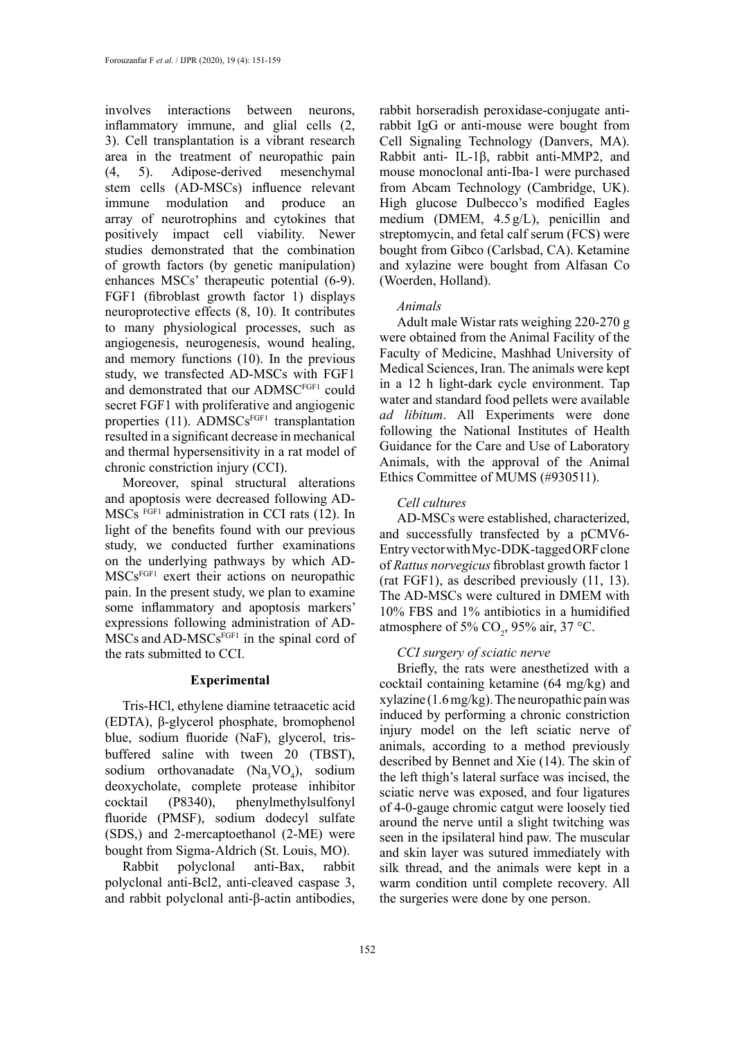involves interactions between neurons, inflammatory immune, and glial cells (2, 3). Cell transplantation is a vibrant research area in the treatment of neuropathic pain (4, 5). Adipose-derived mesenchymal stem cells (AD-MSCs) influence relevant immune modulation and produce an array of neurotrophins and cytokines that positively impact cell viability. Newer studies demonstrated that the combination of growth factors (by genetic manipulation) enhances MSCs' therapeutic potential (6-9). FGF1 (fibroblast growth factor 1) displays neuroprotective effects (8, 10). It contributes to many physiological processes, such as angiogenesis, neurogenesis, wound healing, and memory functions (10). In the previous study, we transfected AD-MSCs with FGF1 and demonstrated that our ADMSC$^{FGF1}$ could secret FGF1 with proliferative and angiogenic properties (11). ADMSCs$^{FGF1}$ transplantation resulted in a significant decrease in mechanical and thermal hypersensitivity in a rat model of chronic constriction injury (CCI).

Moreover, spinal structural alterations and apoptosis were decreased following AD-MSCs $^{FGF1}$ administration in CCI rats (12). In light of the benefits found with our previous study, we conducted further examinations on the underlying pathways by which AD-MSCs$^{FGF1}$ exert their actions on neuropathic pain. In the present study, we plan to examine some inflammatory and apoptosis markers' expressions following administration of AD-MSCs and AD-MSCs$^{FGF1}$ in the spinal cord of the rats submitted to CCI.

## Experimental

Tris-HCl, ethylene diamine tetraacetic acid (EDTA), β-glycerol phosphate, bromophenol blue, sodium fluoride (NaF), glycerol, tris-buffered saline with tween 20 (TBST), sodium orthovanadate ($Na_3VO_4$), sodium deoxycholate, complete protease inhibitor cocktail (P8340), phenylmethylsulfonyl fluoride (PMSF), sodium dodecyl sulfate (SDS,) and 2-mercaptoethanol (2-ME) were bought from Sigma-Aldrich (St. Louis, MO).

Rabbit polyclonal anti-Bax, rabbit polyclonal anti-Bcl2, anti-cleaved caspase 3, and rabbit polyclonal anti-β-actin antibodies, rabbit horseradish peroxidase-conjugate anti-rabbit IgG or anti-mouse were bought from Cell Signaling Technology (Danvers, MA). Rabbit anti- IL-1β, rabbit anti-MMP2, and mouse monoclonal anti-Iba-1 were purchased from Abcam Technology (Cambridge, UK). High glucose Dulbecco's modified Eagles medium (DMEM, 4.5 g/L), penicillin and streptomycin, and fetal calf serum (FCS) were bought from Gibco (Carlsbad, CA). Ketamine and xylazine were bought from Alfasan Co (Woerden, Holland).

### *Animals*

Adult male Wistar rats weighing 220-270 g were obtained from the Animal Facility of the Faculty of Medicine, Mashhad University of Medical Sciences, Iran. The animals were kept in a 12 h light-dark cycle environment. Tap water and standard food pellets were available *ad libitum*. All Experiments were done following the National Institutes of Health Guidance for the Care and Use of Laboratory Animals, with the approval of the Animal Ethics Committee of MUMS (#930511).

### *Cell cultures*

AD-MSCs were established, characterized, and successfully transfected by a pCMV6-Entry vector with Myc-DDK-tagged ORF clone of *Rattus norvegicus* fibroblast growth factor 1 (rat FGF1), as described previously (11, 13). The AD-MSCs were cultured in DMEM with 10% FBS and 1% antibiotics in a humidified atmosphere of 5% $CO_2$, 95% air, 37 °C.

### *CCI surgery of sciatic nerve*

Briefly, the rats were anesthetized with a cocktail containing ketamine (64 mg/kg) and xylazine (1.6 mg/kg). The neuropathic pain was induced by performing a chronic constriction injury model on the left sciatic nerve of animals, according to a method previously described by Bennet and Xie (14). The skin of the left thigh's lateral surface was incised, the sciatic nerve was exposed, and four ligatures of 4-0-gauge chromic catgut were loosely tied around the nerve until a slight twitching was seen in the ipsilateral hind paw. The muscular and skin layer was sutured immediately with silk thread, and the animals were kept in a warm condition until complete recovery. All the surgeries were done by one person.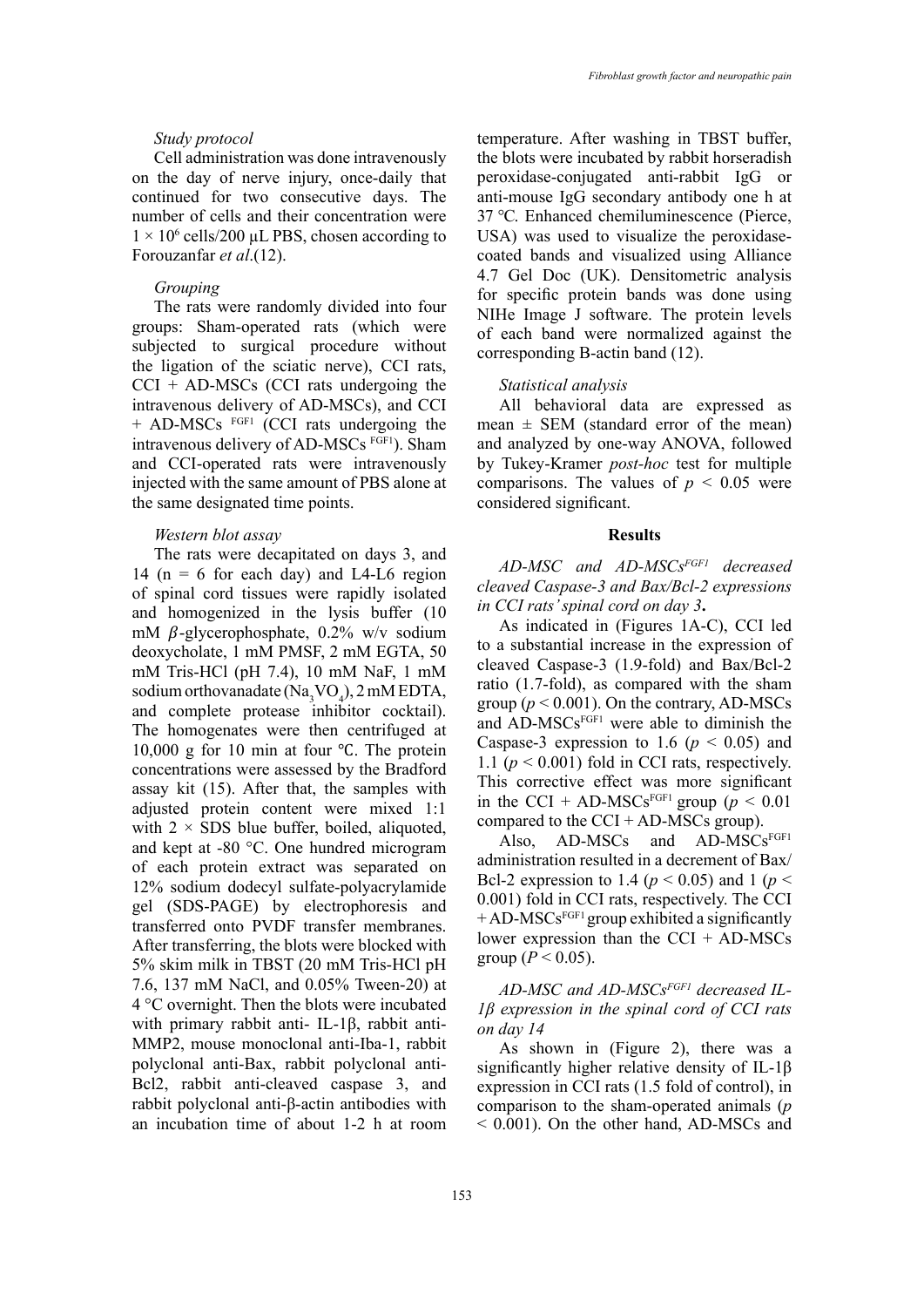*Study protocol*

Cell administration was done intravenously on the day of nerve injury, once-daily that continued for two consecutive days. The number of cells and their concentration were $1 \times 10^6$ cells/200 µL PBS, chosen according to Forouzanfar *et al*.(12).

*Grouping*

The rats were randomly divided into four groups: Sham-operated rats (which were subjected to surgical procedure without the ligation of the sciatic nerve), CCI rats, CCI + AD-MSCs (CCI rats undergoing the intravenous delivery of AD-MSCs), and CCI + AD-MSCs $^{FGF1}$ (CCI rats undergoing the intravenous delivery of AD-MSCs $^{FGF1}$). Sham and CCI-operated rats were intravenously injected with the same amount of PBS alone at the same designated time points.

*Western blot assay*

The rats were decapitated on days 3, and 14 (n = 6 for each day) and L4-L6 region of spinal cord tissues were rapidly isolated and homogenized in the lysis buffer (10 mM $\beta$-glycerophosphate, 0.2% w/v sodium deoxycholate, 1 mM PMSF, 2 mM EGTA, 50 mM Tris-HCl (pH 7.4), 10 mM NaF, 1 mM sodium orthovanadate ($Na_3VO_4$), 2 mM EDTA, and complete protease inhibitor cocktail). The homogenates were then centrifuged at 10,000 g for 10 min at four ℃. The protein concentrations were assessed by the Bradford assay kit (15). After that, the samples with adjusted protein content were mixed 1:1 with 2 × SDS blue buffer, boiled, aliquoted, and kept at -80 °C. One hundred microgram of each protein extract was separated on 12% sodium dodecyl sulfate-polyacrylamide gel (SDS-PAGE) by electrophoresis and transferred onto PVDF transfer membranes. After transferring, the blots were blocked with 5% skim milk in TBST (20 mM Tris-HCl pH 7.6, 137 mM NaCl, and 0.05% Tween-20) at 4 °C overnight. Then the blots were incubated with primary rabbit anti- IL-1β, rabbit anti-MMP2, mouse monoclonal anti-Iba-1, rabbit polyclonal anti-Bax, rabbit polyclonal anti-Bcl2, rabbit anti-cleaved caspase 3, and rabbit polyclonal anti-β-actin antibodies with an incubation time of about 1-2 h at room temperature. After washing in TBST buffer, the blots were incubated by rabbit horseradish peroxidase-conjugated anti-rabbit IgG or anti-mouse IgG secondary antibody one h at 37 ℃. Enhanced chemiluminescence (Pierce, USA) was used to visualize the peroxidase-coated bands and visualized using Alliance 4.7 Gel Doc (UK). Densitometric analysis for specific protein bands was done using NIHe Image J software. The protein levels of each band were normalized against the corresponding B-actin band (12).

*Statistical analysis*

All behavioral data are expressed as mean ± SEM (standard error of the mean) and analyzed by one-way ANOVA, followed by Tukey-Kramer *post-hoc* test for multiple comparisons. The values of $p < 0.05$ were considered significant.

## Results

*AD-MSC and AD-MSCs$^{FGF1}$ decreased cleaved Caspase-3 and Bax/Bcl-2 expressions in CCI rats' spinal cord on day 3.*

As indicated in (Figures 1A-C), CCI led to a substantial increase in the expression of cleaved Caspase-3 (1.9-fold) and Bax/Bcl-2 ratio (1.7-fold), as compared with the sham group ($p < 0.001$). On the contrary, AD-MSCs and AD-MSCs$^{FGF1}$ were able to diminish the Caspase-3 expression to 1.6 ($p < 0.05$) and 1.1 ($p < 0.001$) fold in CCI rats, respectively. This corrective effect was more significant in the CCI + AD-MSCs$^{FGF1}$ group ($p < 0.01$ compared to the CCI + AD-MSCs group).

Also, AD-MSCs and AD-MSCs$^{FGF1}$ administration resulted in a decrement of Bax/Bcl-2 expression to 1.4 ($p < 0.05$) and 1 ($p < 0.001$) fold in CCI rats, respectively. The CCI + AD-MSCs$^{FGF1}$ group exhibited a significantly lower expression than the CCI + AD-MSCs group ($P < 0.05$).

*AD-MSC and AD-MSCs$^{FGF1}$ decreased IL-1β expression in the spinal cord of CCI rats on day 14*

As shown in (Figure 2), there was a significantly higher relative density of IL-1β expression in CCI rats (1.5 fold of control), in comparison to the sham-operated animals ($p < 0.001$). On the other hand, AD-MSCs and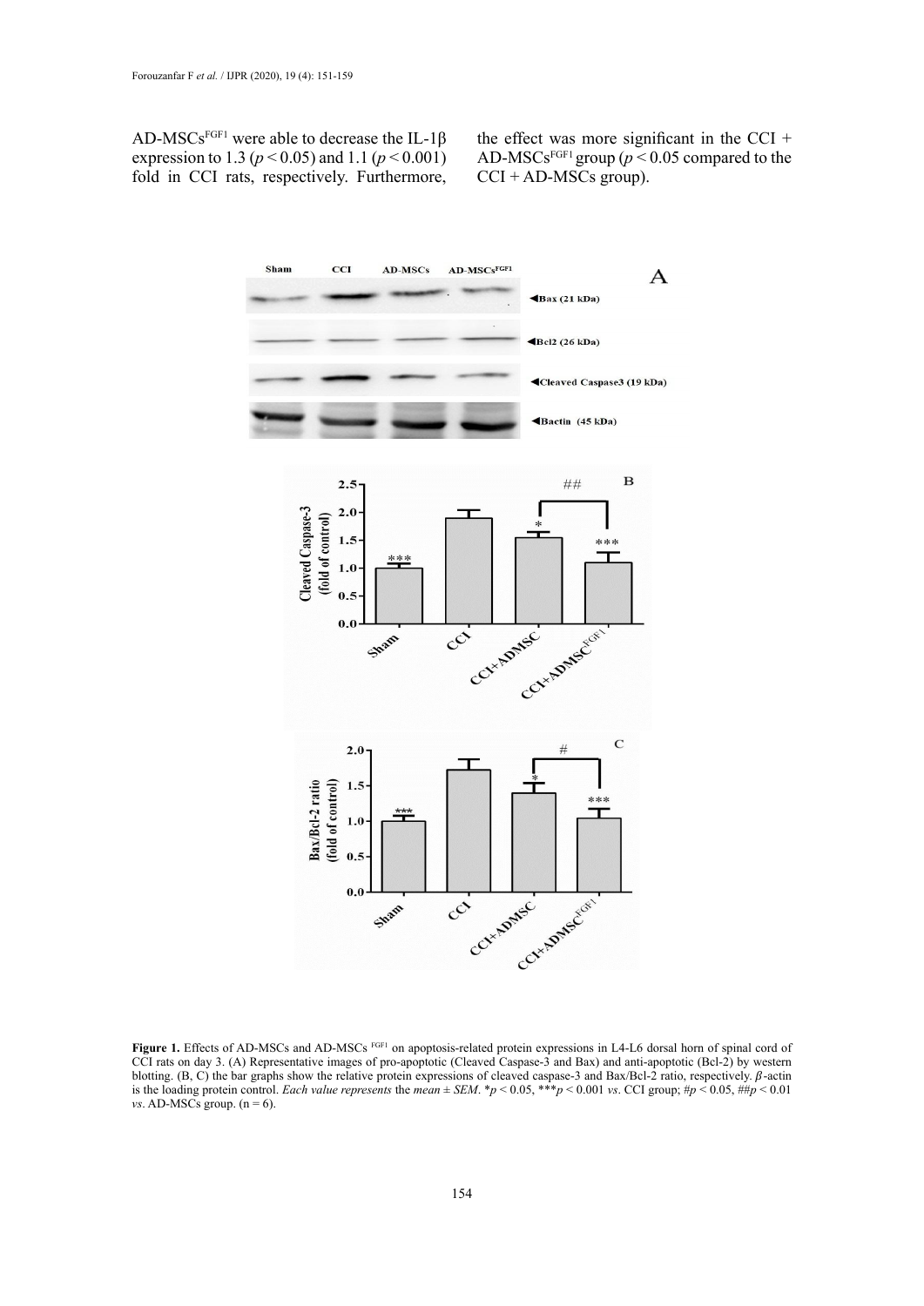AD-MSCs$^{FGF1}$ were able to decrease the IL-1β expression to 1.3 ($p < 0.05$) and 1.1 ($p < 0.001$) fold in CCI rats, respectively. Furthermore, the effect was more significant in the CCI + AD-MSCs$^{FGF1}$ group ($p < 0.05$ compared to the CCI + AD-MSCs group).

**Figure 1.** Effects of AD-MSCs and AD-MSCs $^{FGF1}$ on apoptosis-related protein expressions in L4-L6 dorsal horn of spinal cord of CCI rats on day 3. (A) Representative images of pro-apoptotic (Cleaved Caspase-3 and Bax) and anti-apoptotic (Bcl-2) by western blotting. (B, C) the bar graphs show the relative protein expressions of cleaved caspase-3 and Bax/Bcl-2 ratio, respectively. β-actin is the loading protein control. *Each value represents* the *mean* ± *SEM*. *$p < 0.05$, ***$p < 0.001$ *vs*. CCI group; #$p < 0.05$, ##$p < 0.01$ *vs*. AD-MSCs group. (n = 6).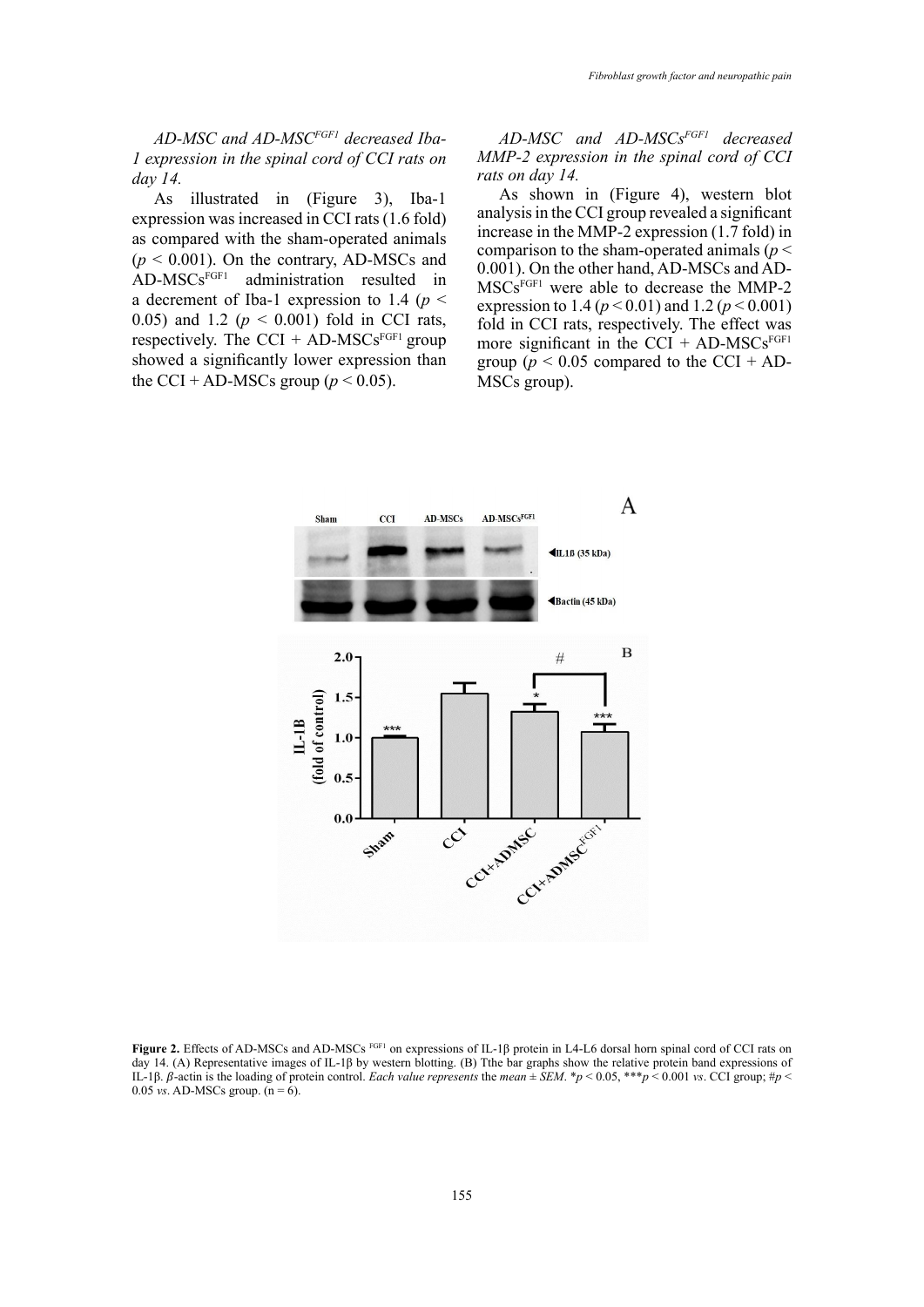*AD-MSC and AD-MSC$^{FGF1}$ decreased Iba-1 expression in the spinal cord of CCI rats on day 14.*

As illustrated in (Figure 3), Iba-1 expression was increased in CCI rats (1.6 fold) as compared with the sham-operated animals ($p < 0.001$). On the contrary, AD-MSCs and AD-MSCs$^{FGF1}$ administration resulted in a decrement of Iba-1 expression to 1.4 ($p < 0.05$) and 1.2 ($p < 0.001$) fold in CCI rats, respectively. The CCI + AD-MSCs$^{FGF1}$ group showed a significantly lower expression than the CCI + AD-MSCs group ($p < 0.05$).

*AD-MSC and AD-MSCs$^{FGF1}$ decreased MMP-2 expression in the spinal cord of CCI rats on day 14.*

As shown in (Figure 4), western blot analysis in the CCI group revealed a significant increase in the MMP-2 expression (1.7 fold) in comparison to the sham-operated animals ($p < 0.001$). On the other hand, AD-MSCs and AD-MSCs$^{FGF1}$ were able to decrease the MMP-2 expression to 1.4 ($p < 0.01$) and 1.2 ($p < 0.001$) fold in CCI rats, respectively. The effect was more significant in the CCI + AD-MSCs$^{FGF1}$ group ($p < 0.05$ compared to the CCI + AD-MSCs group).

**Figure 2.** Effects of AD-MSCs and AD-MSCs $^{FGF1}$ on expressions of IL-1β protein in L4-L6 dorsal horn spinal cord of CCI rats on day 14. (A) Representative images of IL-1β by western blotting. (B) Tthe bar graphs show the relative protein band expressions of IL-1β. *β*-actin is the loading of protein control. *Each value represents* the *mean ± SEM*. \*$p < 0.05$, \*\*\*$p < 0.001$ *vs*. CCI group; #$p < 0.05$ *vs*. AD-MSCs group. (n = 6).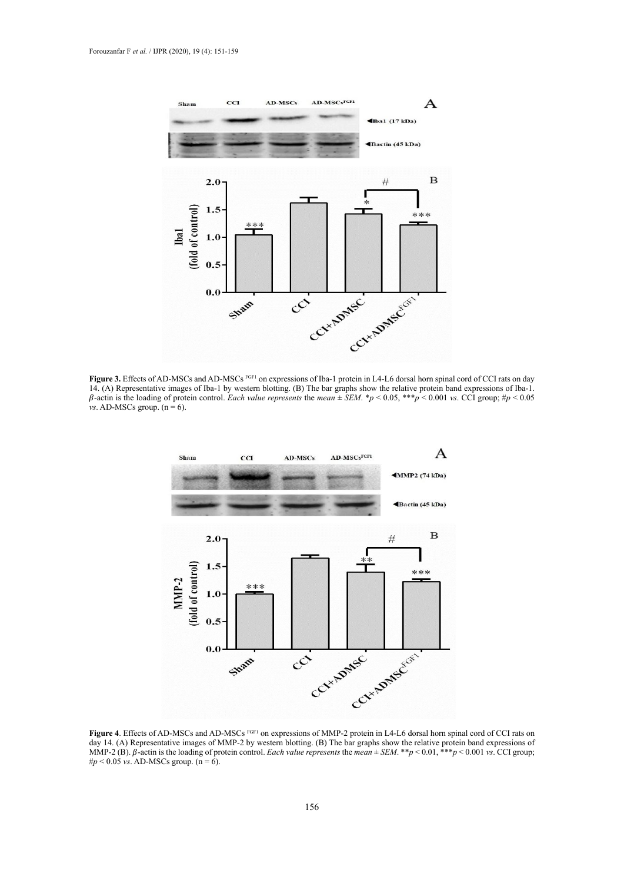**Figure 3.** Effects of AD-MSCs and AD-MSCs [FGF1] on expressions of Iba-1 protein in L4-L6 dorsal horn spinal cord of CCI rats on day 14. (A) Representative images of Iba-1 by western blotting. (B) The bar graphs show the relative protein band expressions of Iba-1. $\beta$-actin is the loading of protein control. *Each value represents* the *mean* ± *SEM*. *$p < 0.05$, ***$p < 0.001$ *vs*. CCI group; #$p < 0.05$ *vs*. AD-MSCs group. (n = 6).

**Figure 4**. Effects of AD-MSCs and AD-MSCs [FGF1] on expressions of MMP-2 protein in L4-L6 dorsal horn spinal cord of CCI rats on day 14. (A) Representative images of MMP-2 by western blotting. (B) The bar graphs show the relative protein band expressions of MMP-2 (B). $\beta$-actin is the loading of protein control. *Each value represents* the *mean* ± *SEM*. **$p < 0.01$, ***$p < 0.001$ *vs*. CCI group; #$p < 0.05$ *vs*. AD-MSCs group. (n = 6).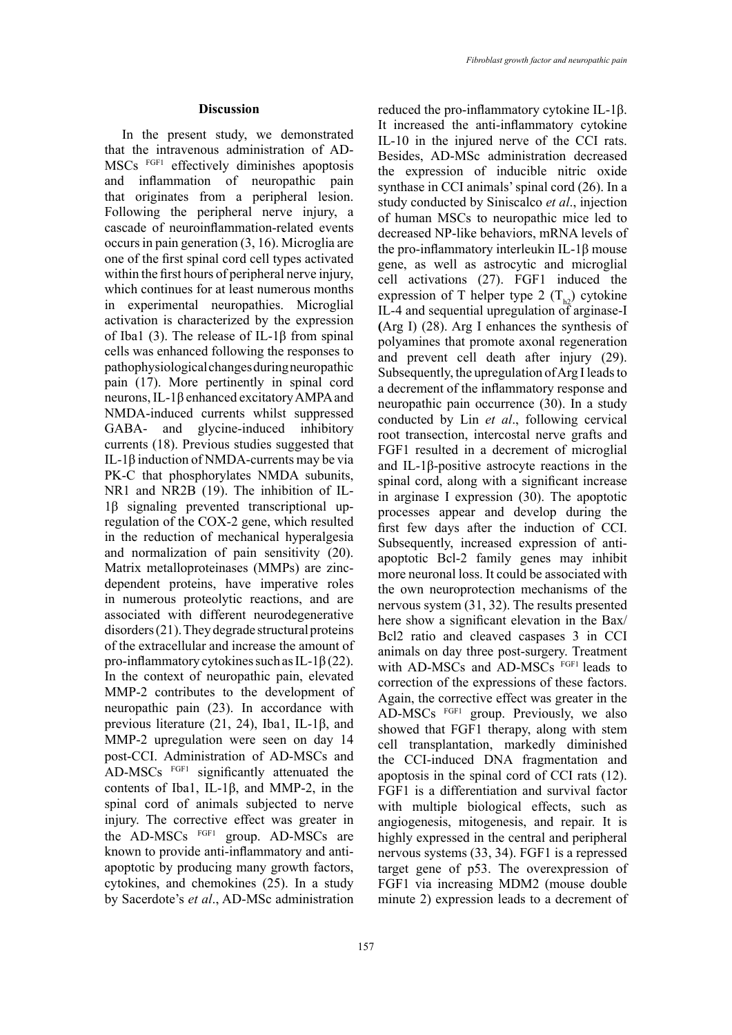## Discussion

In the present study, we demonstrated that the intravenous administration of AD-MSCs $^{FGF1}$ effectively diminishes apoptosis and inflammation of neuropathic pain that originates from a peripheral lesion. Following the peripheral nerve injury, a cascade of neuroinflammation-related events occurs in pain generation (3, 16). Microglia are one of the first spinal cord cell types activated within the first hours of peripheral nerve injury, which continues for at least numerous months in experimental neuropathies. Microglial activation is characterized by the expression of Iba1 (3). The release of IL-1β from spinal cells was enhanced following the responses to pathophysiological changes during neuropathic pain (17). More pertinently in spinal cord neurons, IL-1β enhanced excitatory AMPA and NMDA-induced currents whilst suppressed GABA- and glycine-induced inhibitory currents (18). Previous studies suggested that IL-1β induction of NMDA-currents may be via PK-C that phosphorylates NMDA subunits, NR1 and NR2B (19). The inhibition of IL-1β signaling prevented transcriptional up-regulation of the COX-2 gene, which resulted in the reduction of mechanical hyperalgesia and normalization of pain sensitivity (20). Matrix metalloproteinases (MMPs) are zinc-dependent proteins, have imperative roles in numerous proteolytic reactions, and are associated with different neurodegenerative disorders (21). They degrade structural proteins of the extracellular and increase the amount of pro-inflammatory cytokines such as IL-1β (22). In the context of neuropathic pain, elevated MMP-2 contributes to the development of neuropathic pain (23). In accordance with previous literature (21, 24), Iba1, IL-1β, and MMP-2 upregulation were seen on day 14 post-CCI. Administration of AD-MSCs and AD-MSCs $^{FGF1}$ significantly attenuated the contents of Iba1, IL-1β, and MMP-2, in the spinal cord of animals subjected to nerve injury. The corrective effect was greater in the AD-MSCs $^{FGF1}$ group. AD-MSCs are known to provide anti-inflammatory and anti-apoptotic by producing many growth factors, cytokines, and chemokines (25). In a study by Sacerdote's *et al*., AD-MSc administration reduced the pro-inflammatory cytokine IL-1β. It increased the anti-inflammatory cytokine IL-10 in the injured nerve of the CCI rats. Besides, AD-MSc administration decreased the expression of inducible nitric oxide synthase in CCI animals' spinal cord (26). In a study conducted by Siniscalco *et al*., injection of human MSCs to neuropathic mice led to decreased NP-like behaviors, mRNA levels of the pro-inflammatory interleukin IL-1β mouse gene, as well as astrocytic and microglial cell activations (27). FGF1 induced the expression of T helper type 2 ($T_{h2}$) cytokine IL-4 and sequential upregulation of arginase-I **(**Arg I) (28). Arg I enhances the synthesis of polyamines that promote axonal regeneration and prevent cell death after injury (29). Subsequently, the upregulation of Arg I leads to a decrement of the inflammatory response and neuropathic pain occurrence (30). In a study conducted by Lin *et al*., following cervical root transection, intercostal nerve grafts and FGF1 resulted in a decrement of microglial and IL-1β-positive astrocyte reactions in the spinal cord, along with a significant increase in arginase I expression (30). The apoptotic processes appear and develop during the first few days after the induction of CCI. Subsequently, increased expression of anti-apoptotic Bcl-2 family genes may inhibit more neuronal loss. It could be associated with the own neuroprotection mechanisms of the nervous system (31, 32). The results presented here show a significant elevation in the Bax/Bcl2 ratio and cleaved caspases 3 in CCI animals on day three post-surgery. Treatment with AD-MSCs and AD-MSCs $^{FGF1}$ leads to correction of the expressions of these factors. Again, the corrective effect was greater in the AD-MSCs $^{FGF1}$ group. Previously, we also showed that FGF1 therapy, along with stem cell transplantation, markedly diminished the CCI-induced DNA fragmentation and apoptosis in the spinal cord of CCI rats (12). FGF1 is a differentiation and survival factor with multiple biological effects, such as angiogenesis, mitogenesis, and repair. It is highly expressed in the central and peripheral nervous systems (33, 34). FGF1 is a repressed target gene of p53. The overexpression of FGF1 via increasing MDM2 (mouse double minute 2) expression leads to a decrement of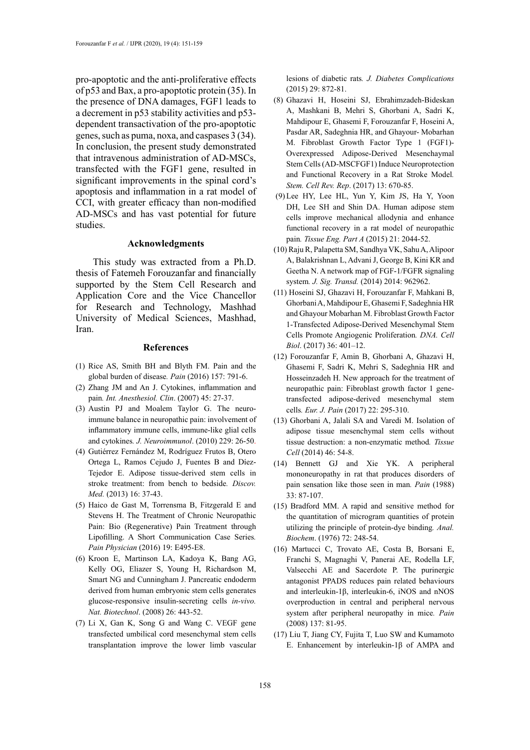pro-apoptotic and the anti-proliferative effects of p53 and Bax, a pro-apoptotic protein (35). In the presence of DNA damages, FGF1 leads to a decrement in p53 stability activities and p53-dependent transactivation of the pro-apoptotic genes, such as puma, noxa, and caspases 3 (34). In conclusion, the present study demonstrated that intravenous administration of AD-MSCs, transfected with the FGF1 gene, resulted in significant improvements in the spinal cord's apoptosis and inflammation in a rat model of CCI, with greater efficacy than non-modified AD-MSCs and has vast potential for future studies.

## Acknowledgments

This study was extracted from a Ph.D. thesis of Fatemeh Forouzanfar and financially supported by the Stem Cell Research and Application Core and the Vice Chancellor for Research and Technology, Mashhad University of Medical Sciences, Mashhad, Iran.

## References

(1) Rice AS, Smith BH and Blyth FM. Pain and the global burden of disease. *Pain* (2016) 157: 791-6.

(2) Zhang JM and An J. Cytokines, inflammation and pain. *Int. Anesthesiol. Clin*. (2007) 45: 27-37.

(3) Austin PJ and Moalem Taylor G. The neuro-immune balance in neuropathic pain: involvement of inflammatory immune cells, immune-like glial cells and cytokines. *J. Neuroimmunol*. (2010) 229: 26-50.

(4) Gutiérrez Fernández M, Rodríguez Frutos B, Otero Ortega L, Ramos Cejudo J, Fuentes B and Díez-Tejedor E. Adipose tissue-derived stem cells in stroke treatment: from bench to bedside. *Discov. Med.* (2013) 16: 37-43.

(5) Haico de Gast M, Torrensma B, Fitzgerald E and Stevens H. The Treatment of Chronic Neuropathic Pain: Bio (Regenerative) Pain Treatment through Lipofilling. A Short Communication Case Series. *Pain Physician* (2016) 19: E495-E8.

(6) Kroon E, Martinson LA, Kadoya K, Bang AG, Kelly OG, Eliazer S, Young H, Richardson M, Smart NG and Cunningham J. Pancreatic endoderm derived from human embryonic stem cells generates glucose-responsive insulin-secreting cells *in-vivo. Nat. Biotechnol*. (2008) 26: 443-52.

(7) Li X, Gan K, Song G and Wang C. VEGF gene transfected umbilical cord mesenchymal stem cells transplantation improve the lower limb vascular lesions of diabetic rats. *J. Diabetes Complications* (2015) 29: 872-81.

(8) Ghazavi H, Hoseini SJ, Ebrahimzadeh-Bideskan A, Mashkani B, Mehri S, Ghorbani A, Sadri K, Mahdipour E, Ghasemi F, Forouzanfar F, Hoseini A, Pasdar AR, Sadeghnia HR, and Ghayour- Mobarhan M. Fibroblast Growth Factor Type 1 (FGF1)-Overexpressed Adipose-Derived Mesenchaymal Stem Cells (AD-MSCFGF1) Induce Neuroprotection and Functional Recovery in a Rat Stroke Model. *Stem. Cell Rev. Rep*. (2017) 13: 670-85.

(9) Lee HY, Lee HL, Yun Y, Kim JS, Ha Y, Yoon DH, Lee SH and Shin DA. Human adipose stem cells improve mechanical allodynia and enhance functional recovery in a rat model of neuropathic pain. *Tissue Eng. Part A* (2015) 21: 2044-52.

(10) Raju R, Palapetta SM, Sandhya VK, Sahu A, Alipoor A, Balakrishnan L, Advani J, George B, Kini KR and Geetha N. A network map of FGF-1/FGFR signaling system. *J. Sig. Transd.* (2014) 2014: 962962.

(11) Hoseini SJ, Ghazavi H, Forouzanfar F, Mahkani B, Ghorbani A, Mahdipour E, Ghasemi F, Sadeghnia HR and Ghayour Mobarhan M. Fibroblast Growth Factor 1-Transfected Adipose-Derived Mesenchymal Stem Cells Promote Angiogenic Proliferation. *DNA. Cell Biol*. (2017) 36: 401–12.

(12) Forouzanfar F, Amin B, Ghorbani A, Ghazavi H, Ghasemi F, Sadri K, Mehri S, Sadeghnia HR and Hosseinzadeh H. New approach for the treatment of neuropathic pain: Fibroblast growth factor 1 gene-transfected adipose-derived mesenchymal stem cells. *Eur. J. Pain* (2017) 22: 295-310.

(13) Ghorbani A, Jalali SA and Varedi M. Isolation of adipose tissue mesenchymal stem cells without tissue destruction: a non-enzymatic method. *Tissue Cell* (2014) 46: 54-8.

(14) Bennett GJ and Xie YK. A peripheral mononeuropathy in rat that produces disorders of pain sensation like those seen in man. *Pain* (1988) 33: 87-107.

(15) Bradford MM. A rapid and sensitive method for the quantitation of microgram quantities of protein utilizing the principle of protein-dye binding. *Anal. Biochem*. (1976) 72: 248-54.

(16) Martucci C, Trovato AE, Costa B, Borsani E, Franchi S, Magnaghi V, Panerai AE, Rodella LF, Valsecchi AE and Sacerdote P. The purinergic antagonist PPADS reduces pain related behaviours and interleukin-1β, interleukin-6, iNOS and nNOS overproduction in central and peripheral nervous system after peripheral neuropathy in mice. *Pain* (2008) 137: 81-95.

(17) Liu T, Jiang CY, Fujita T, Luo SW and Kumamoto E. Enhancement by interleukin-1β of AMPA and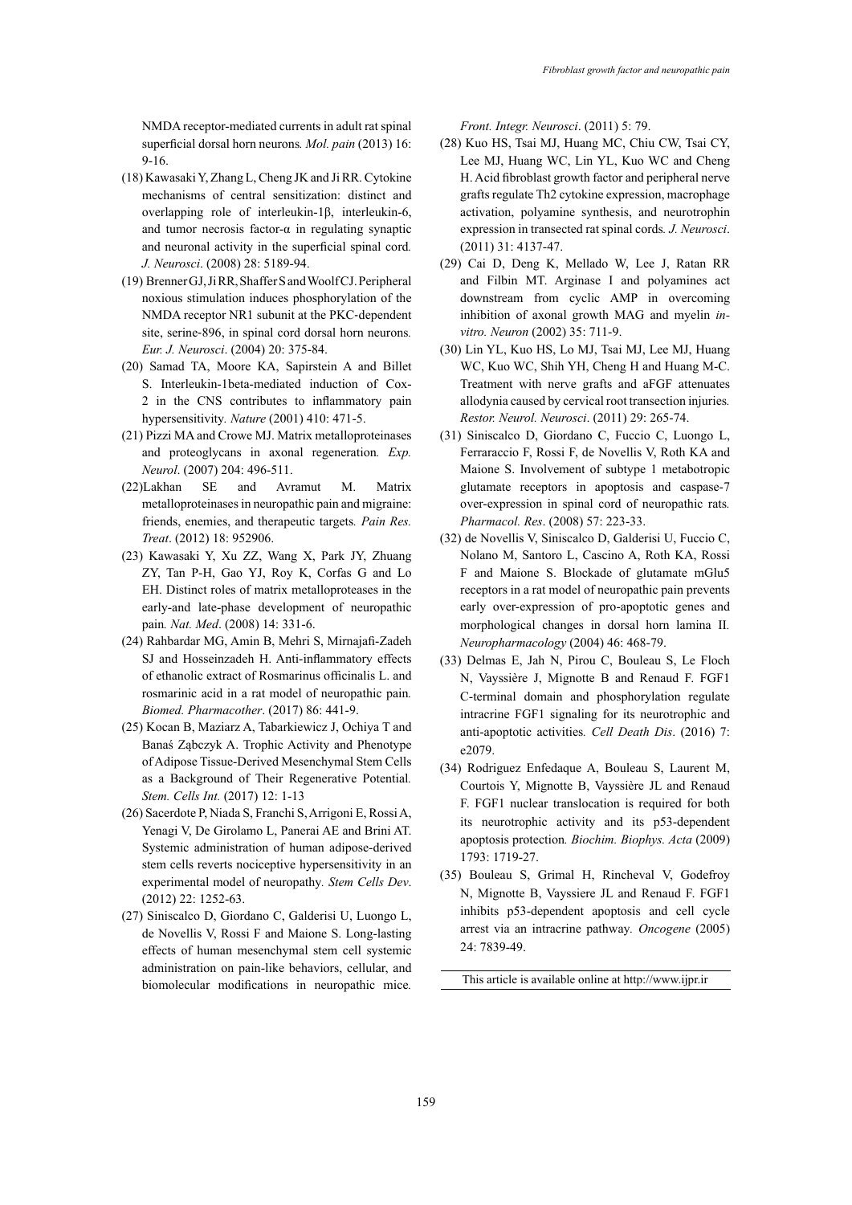NMDA receptor-mediated currents in adult rat spinal superficial dorsal horn neurons*. Mol. pain* (2013) 16: 9-16.

(18) Kawasaki Y, Zhang L, Cheng JK and Ji RR. Cytokine mechanisms of central sensitization: distinct and overlapping role of interleukin-1β, interleukin-6, and tumor necrosis factor-α in regulating synaptic and neuronal activity in the superficial spinal cord*. J. Neurosci*. (2008) 28: 5189-94.

(19) Brenner GJ, Ji RR, Shaffer S and Woolf CJ. Peripheral noxious stimulation induces phosphorylation of the NMDA receptor NR1 subunit at the PKC-dependent site, serine-896, in spinal cord dorsal horn neurons*. Eur. J. Neurosci*. (2004) 20: 375-84.

(20) Samad TA, Moore KA, Sapirstein A and Billet S. Interleukin-1beta-mediated induction of Cox-2 in the CNS contributes to inflammatory pain hypersensitivity*. Nature* (2001) 410: 471-5.

(21) Pizzi MA and Crowe MJ. Matrix metalloproteinases and proteoglycans in axonal regeneration*. Exp. Neurol*. (2007) 204: 496-511.

(22) Lakhan SE and Avramut M. Matrix metalloproteinases in neuropathic pain and migraine: friends, enemies, and therapeutic targets*. Pain Res. Treat*. (2012) 18: 952906.

(23) Kawasaki Y, Xu ZZ, Wang X, Park JY, Zhuang ZY, Tan P-H, Gao YJ, Roy K, Corfas G and Lo EH. Distinct roles of matrix metalloproteases in the early-and late-phase development of neuropathic pain*. Nat. Med*. (2008) 14: 331-6.

(24) Rahbardar MG, Amin B, Mehri S, Mirnajafi-Zadeh SJ and Hosseinzadeh H. Anti-inflammatory effects of ethanolic extract of Rosmarinus officinalis L. and rosmarinic acid in a rat model of neuropathic pain*. Biomed. Pharmacother*. (2017) 86: 441-9.

(25) Kocan B, Maziarz A, Tabarkiewicz J, Ochiya T and Banaś Ząbczyk A. Trophic Activity and Phenotype of Adipose Tissue-Derived Mesenchymal Stem Cells as a Background of Their Regenerative Potential*. Stem. Cells Int.* (2017) 12: 1-13

(26) Sacerdote P, Niada S, Franchi S, Arrigoni E, Rossi A, Yenagi V, De Girolamo L, Panerai AE and Brini AT. Systemic administration of human adipose-derived stem cells reverts nociceptive hypersensitivity in an experimental model of neuropathy*. Stem Cells Dev*. (2012) 22: 1252-63.

(27) Siniscalco D, Giordano C, Galderisi U, Luongo L, de Novellis V, Rossi F and Maione S. Long-lasting effects of human mesenchymal stem cell systemic administration on pain-like behaviors, cellular, and biomolecular modifications in neuropathic mice*. Front. Integr. Neurosci*. (2011) 5: 79.

(28) Kuo HS, Tsai MJ, Huang MC, Chiu CW, Tsai CY, Lee MJ, Huang WC, Lin YL, Kuo WC and Cheng H. Acid fibroblast growth factor and peripheral nerve grafts regulate Th2 cytokine expression, macrophage activation, polyamine synthesis, and neurotrophin expression in transected rat spinal cords*. J. Neurosci*. (2011) 31: 4137-47.

(29) Cai D, Deng K, Mellado W, Lee J, Ratan RR and Filbin MT. Arginase I and polyamines act downstream from cyclic AMP in overcoming inhibition of axonal growth MAG and myelin *in-vitro. Neuron* (2002) 35: 711-9.

(30) Lin YL, Kuo HS, Lo MJ, Tsai MJ, Lee MJ, Huang WC, Kuo WC, Shih YH, Cheng H and Huang M-C. Treatment with nerve grafts and aFGF attenuates allodynia caused by cervical root transection injuries*. Restor. Neurol. Neurosci*. (2011) 29: 265-74.

(31) Siniscalco D, Giordano C, Fuccio C, Luongo L, Ferraraccio F, Rossi F, de Novellis V, Roth KA and Maione S. Involvement of subtype 1 metabotropic glutamate receptors in apoptosis and caspase-7 over-expression in spinal cord of neuropathic rats*. Pharmacol. Res*. (2008) 57: 223-33.

(32) de Novellis V, Siniscalco D, Galderisi U, Fuccio C, Nolano M, Santoro L, Cascino A, Roth KA, Rossi F and Maione S. Blockade of glutamate mGlu5 receptors in a rat model of neuropathic pain prevents early over-expression of pro-apoptotic genes and morphological changes in dorsal horn lamina II*. Neuropharmacology* (2004) 46: 468-79.

(33) Delmas E, Jah N, Pirou C, Bouleau S, Le Floch N, Vayssière J, Mignotte B and Renaud F. FGF1 C-terminal domain and phosphorylation regulate intracrine FGF1 signaling for its neurotrophic and anti-apoptotic activities*. Cell Death Dis*. (2016) 7: e2079.

(34) Rodriguez Enfedaque A, Bouleau S, Laurent M, Courtois Y, Mignotte B, Vayssière JL and Renaud F. FGF1 nuclear translocation is required for both its neurotrophic activity and its p53-dependent apoptosis protection*. Biochim. Biophys. Acta* (2009) 1793: 1719-27.

(35) Bouleau S, Grimal H, Rincheval V, Godefroy N, Mignotte B, Vayssiere JL and Renaud F. FGF1 inhibits p53-dependent apoptosis and cell cycle arrest via an intracrine pathway*. Oncogene* (2005) 24: 7839-49.

This article is available online at http://www.ijpr.ir